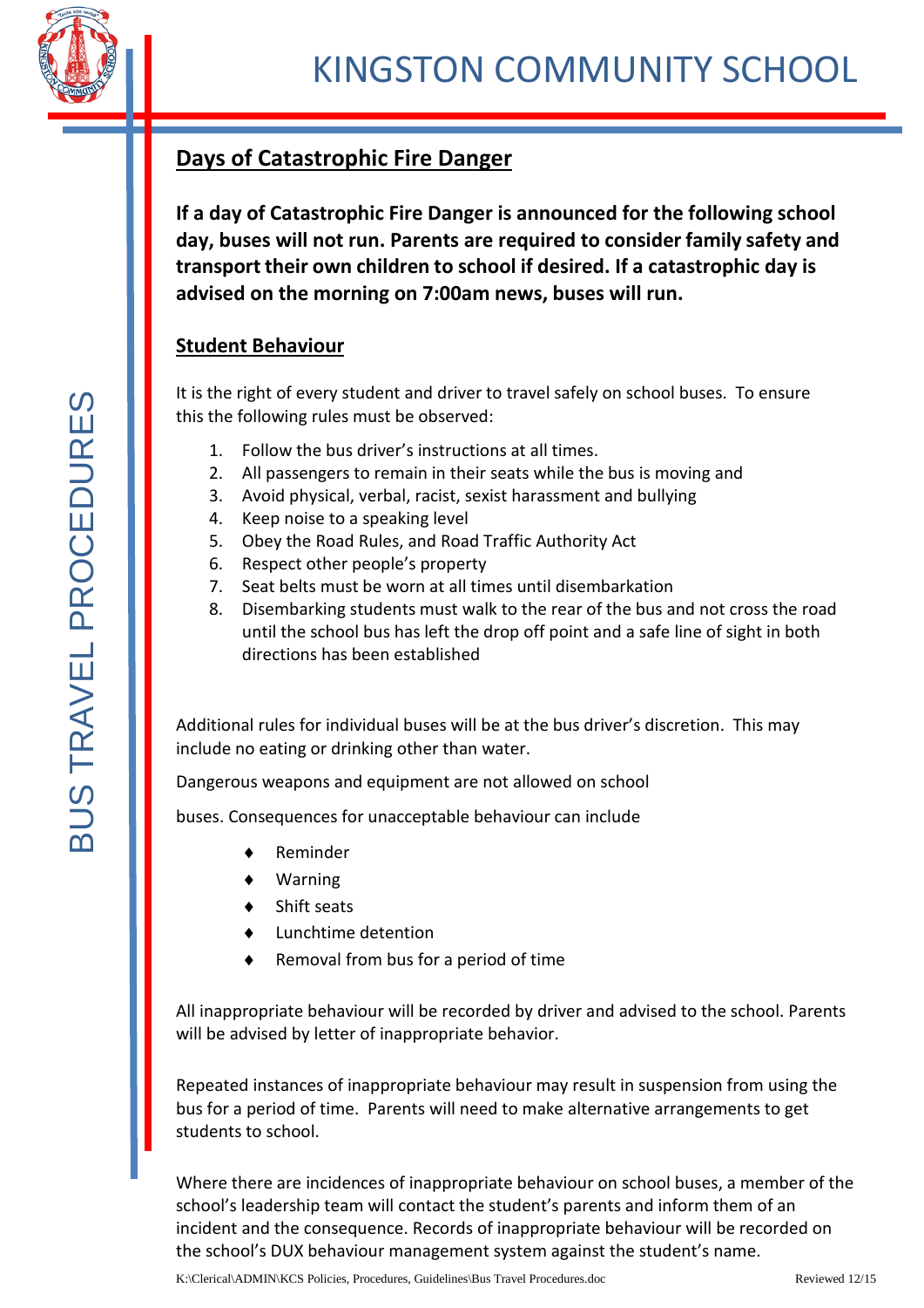# KINGSTON COMMUNITY SCHOOL

BUS TRAVEL PROCEDURES

## Days of Catastrophic Fire Danger

**If a day of Catastrophic Fire Danger is announced for the following school day, buses will not run. Parents are required to consider family safety and transport their own children to school if desired. If a catastrophic day is advised on the morning on 7:00am news, buses will run.**

## Student Behaviour

It is the right of every student and driver to travel safely on school buses. To ensure this the following rules must be observed:

1. Follow the bus driver's instructions at all times.
2. All passengers to remain in their seats while the bus is moving and
3. Avoid physical, verbal, racist, sexist harassment and bullying
4. Keep noise to a speaking level
5. Obey the Road Rules, and Road Traffic Authority Act
6. Respect other people's property
7. Seat belts must be worn at all times until disembarkation
8. Disembarking students must walk to the rear of the bus and not cross the road until the school bus has left the drop off point and a safe line of sight in both directions has been established

Additional rules for individual buses will be at the bus driver's discretion. This may include no eating or drinking other than water.

Dangerous weapons and equipment are not allowed on school

buses. Consequences for unacceptable behaviour can include

- Reminder
- Warning
- Shift seats
- Lunchtime detention
- Removal from bus for a period of time

All inappropriate behaviour will be recorded by driver and advised to the school. Parents will be advised by letter of inappropriate behavior.

Repeated instances of inappropriate behaviour may result in suspension from using the bus for a period of time. Parents will need to make alternative arrangements to get students to school.

Where there are incidences of inappropriate behaviour on school buses, a member of the school's leadership team will contact the student's parents and inform them of an incident and the consequence. Records of inappropriate behaviour will be recorded on the school's DUX behaviour management system against the student's name.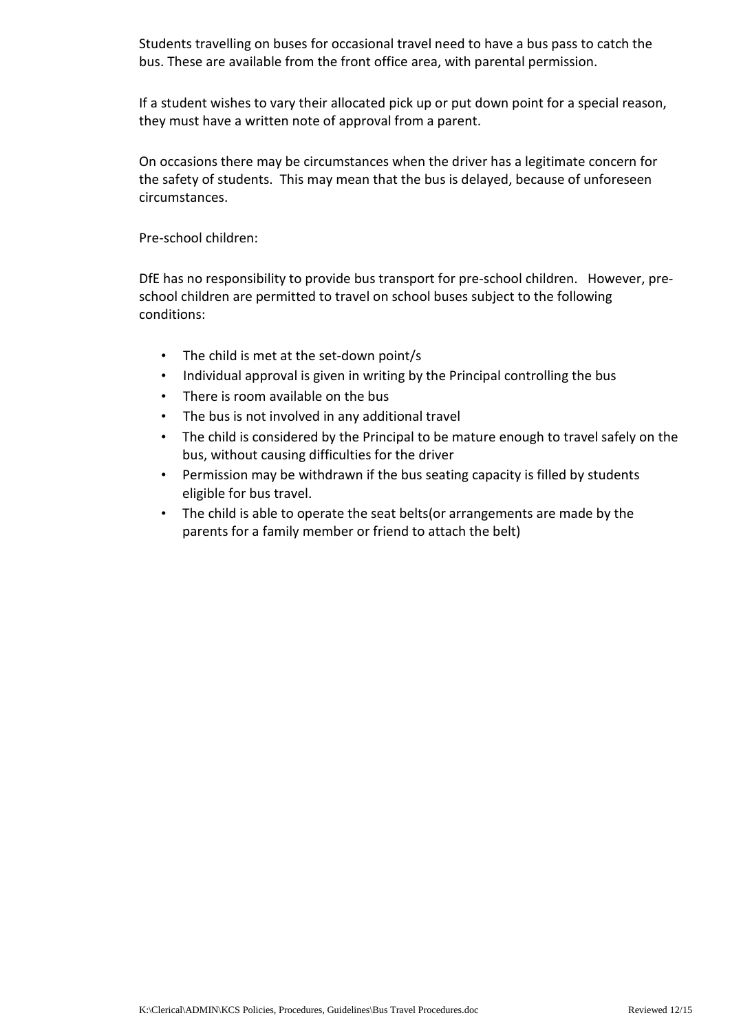Students travelling on buses for occasional travel need to have a bus pass to catch the bus. These are available from the front office area, with parental permission.

If a student wishes to vary their allocated pick up or put down point for a special reason, they must have a written note of approval from a parent.

On occasions there may be circumstances when the driver has a legitimate concern for the safety of students. This may mean that the bus is delayed, because of unforeseen circumstances.

Pre-school children:

DfE has no responsibility to provide bus transport for pre-school children. However, pre-school children are permitted to travel on school buses subject to the following conditions:

- The child is met at the set-down point/s
- Individual approval is given in writing by the Principal controlling the bus
- There is room available on the bus
- The bus is not involved in any additional travel
- The child is considered by the Principal to be mature enough to travel safely on the bus, without causing difficulties for the driver
- Permission may be withdrawn if the bus seating capacity is filled by students eligible for bus travel.
- The child is able to operate the seat belts(or arrangements are made by the parents for a family member or friend to attach the belt)